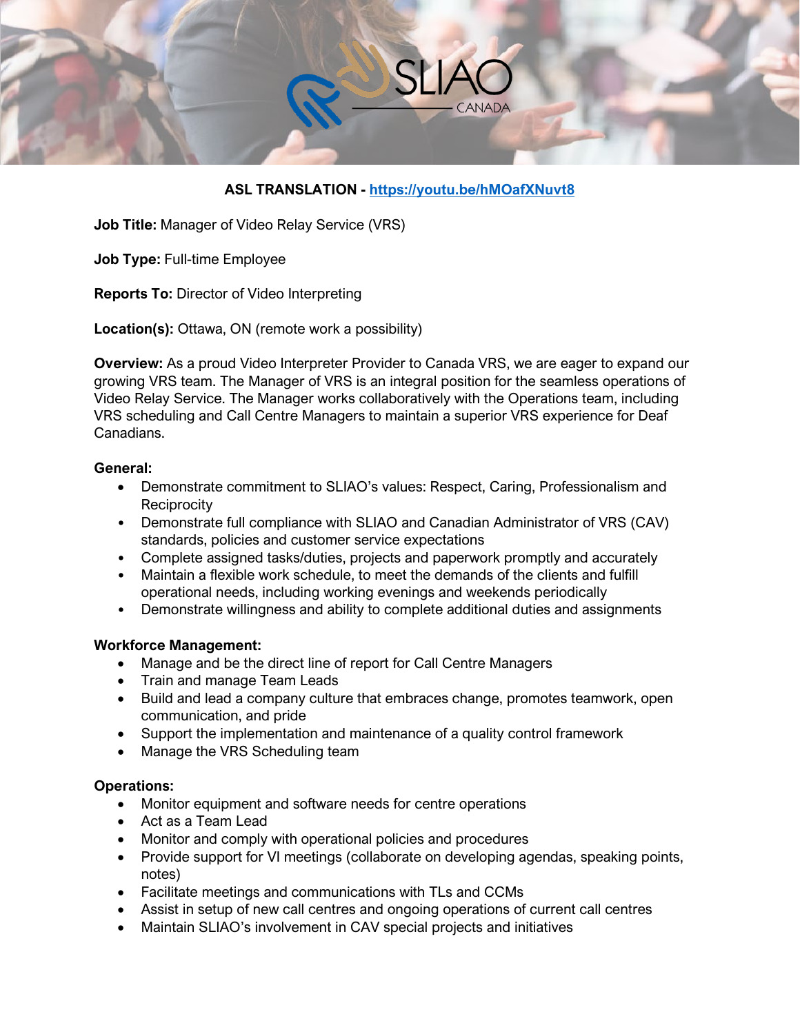**ASL TRANSLATION - https://youtu.be/hMOafXNuvt8**

**Job Title:** Manager of Video Relay Service (VRS)

**Job Type:** Full-time Employee

**Reports To:** Director of Video Interpreting

**Location(s):** Ottawa, ON (remote work a possibility)

**Overview:** As a proud Video Interpreter Provider to Canada VRS, we are eager to expand our growing VRS team. The Manager of VRS is an integral position for the seamless operations of Video Relay Service. The Manager works collaboratively with the Operations team, including VRS scheduling and Call Centre Managers to maintain a superior VRS experience for Deaf Canadians.

**General:**

- Demonstrate commitment to SLIAO's values: Respect, Caring, Professionalism and Reciprocity
- Demonstrate full compliance with SLIAO and Canadian Administrator of VRS (CAV) standards, policies and customer service expectations
- Complete assigned tasks/duties, projects and paperwork promptly and accurately
- Maintain a flexible work schedule, to meet the demands of the clients and fulfill operational needs, including working evenings and weekends periodically
- Demonstrate willingness and ability to complete additional duties and assignments

**Workforce Management:**

- Manage and be the direct line of report for Call Centre Managers
- Train and manage Team Leads
- Build and lead a company culture that embraces change, promotes teamwork, open communication, and pride
- Support the implementation and maintenance of a quality control framework
- Manage the VRS Scheduling team

**Operations:**

- Monitor equipment and software needs for centre operations
- Act as a Team Lead
- Monitor and comply with operational policies and procedures
- Provide support for VI meetings (collaborate on developing agendas, speaking points, notes)
- Facilitate meetings and communications with TLs and CCMs
- Assist in setup of new call centres and ongoing operations of current call centres
- Maintain SLIAO's involvement in CAV special projects and initiatives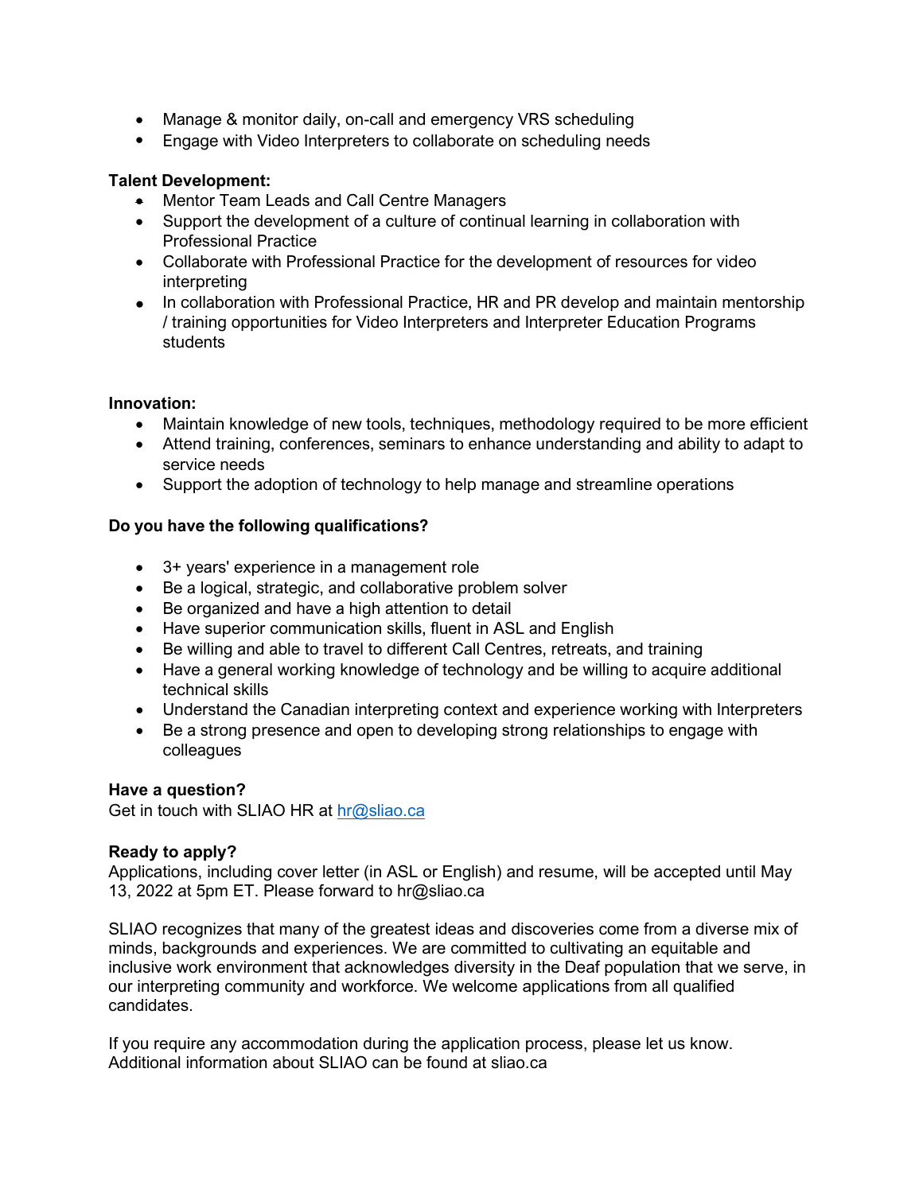- Manage & monitor daily, on-call and emergency VRS scheduling
- Engage with Video Interpreters to collaborate on scheduling needs

**Talent Development:**

- Mentor Team Leads and Call Centre Managers
- Support the development of a culture of continual learning in collaboration with Professional Practice
- Collaborate with Professional Practice for the development of resources for video interpreting
- In collaboration with Professional Practice, HR and PR develop and maintain mentorship / training opportunities for Video Interpreters and Interpreter Education Programs students

**Innovation:**

- Maintain knowledge of new tools, techniques, methodology required to be more efficient
- Attend training, conferences, seminars to enhance understanding and ability to adapt to service needs
- Support the adoption of technology to help manage and streamline operations

**Do you have the following qualifications?**

- 3+ years' experience in a management role
- Be a logical, strategic, and collaborative problem solver
- Be organized and have a high attention to detail
- Have superior communication skills, fluent in ASL and English
- Be willing and able to travel to different Call Centres, retreats, and training
- Have a general working knowledge of technology and be willing to acquire additional technical skills
- Understand the Canadian interpreting context and experience working with Interpreters
- Be a strong presence and open to developing strong relationships to engage with colleagues

**Have a question?**
Get in touch with SLIAO HR at [hr@sliao.ca](mailto:hr@sliao.ca)

**Ready to apply?**
Applications, including cover letter (in ASL or English) and resume, will be accepted until May 13, 2022 at 5pm ET. Please forward to hr@sliao.ca

SLIAO recognizes that many of the greatest ideas and discoveries come from a diverse mix of minds, backgrounds and experiences. We are committed to cultivating an equitable and inclusive work environment that acknowledges diversity in the Deaf population that we serve, in our interpreting community and workforce. We welcome applications from all qualified candidates.

If you require any accommodation during the application process, please let us know. Additional information about SLIAO can be found at sliao.ca